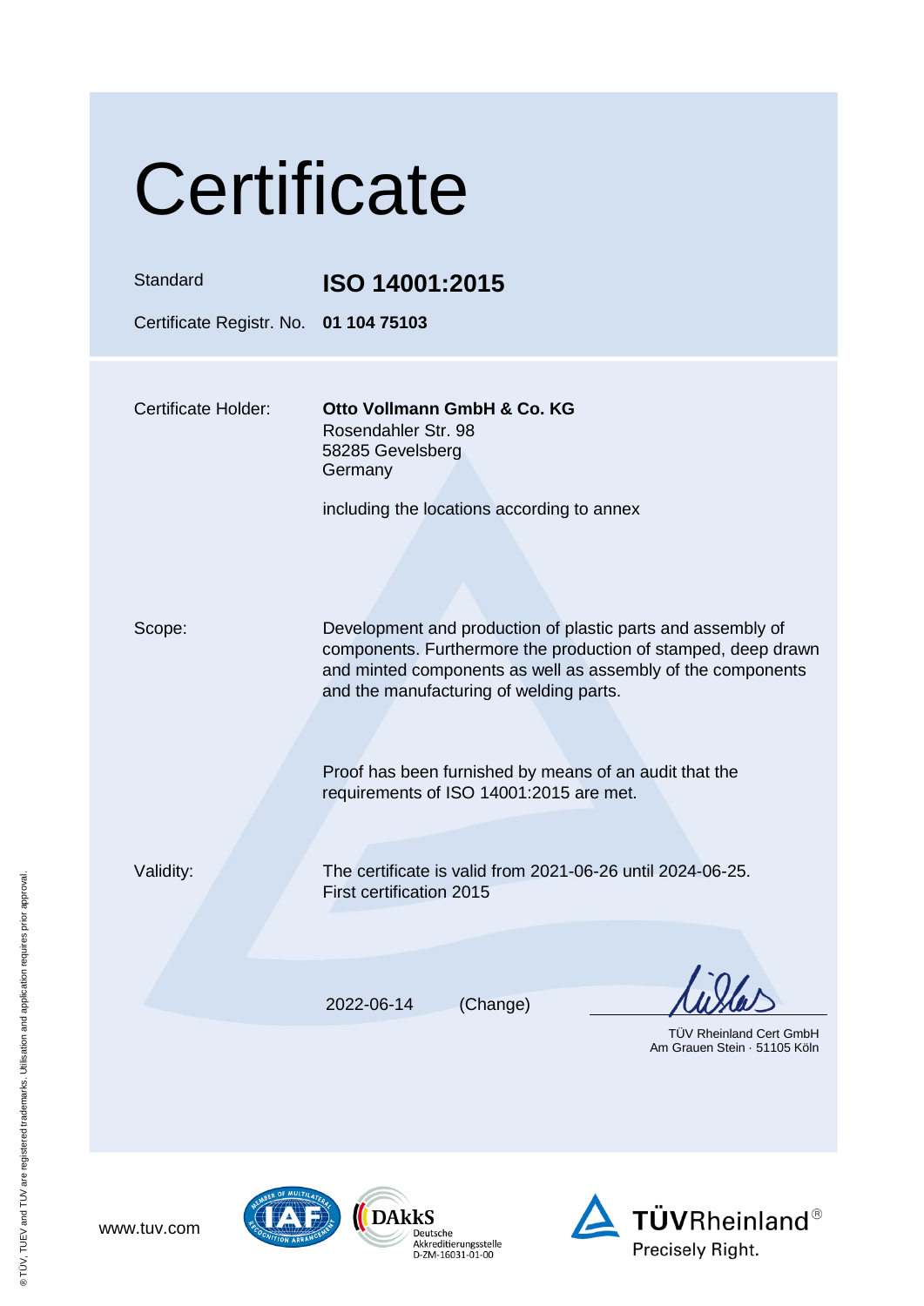# Certificate

| | |
|---|---|
| Standard | **ISO 14001:2015** |
| Certificate Registr. No. | **01 104 75103** |

| | |
|---|---|
| Certificate Holder: | **Otto Vollmann GmbH & Co. KG**<br>Rosendahler Str. 98<br>58285 Gevelsberg<br>Germany<br><br>including the locations according to annex |
| Scope: | Development and production of plastic parts and assembly of components. Furthermore the production of stamped, deep drawn and minted components as well as assembly of the components and the manufacturing of welding parts.<br><br>Proof has been furnished by means of an audit that the requirements of ISO 14001:2015 are met. |
| Validity: | The certificate is valid from 2021-06-26 until 2024-06-25.<br>First certification 2015 |

2022-06-14 (Change)

TÜV Rheinland Cert GmbH
Am Grauen Stein · 51105 Köln

www.tuv.com

DAkkS Deutsche Akkreditierungsstelle D-ZM-16031-01-00

TÜVRheinland® Precisely Right.

® TÜV, TUEV and TUV are registered trademarks. Utilisation and application requires prior approval.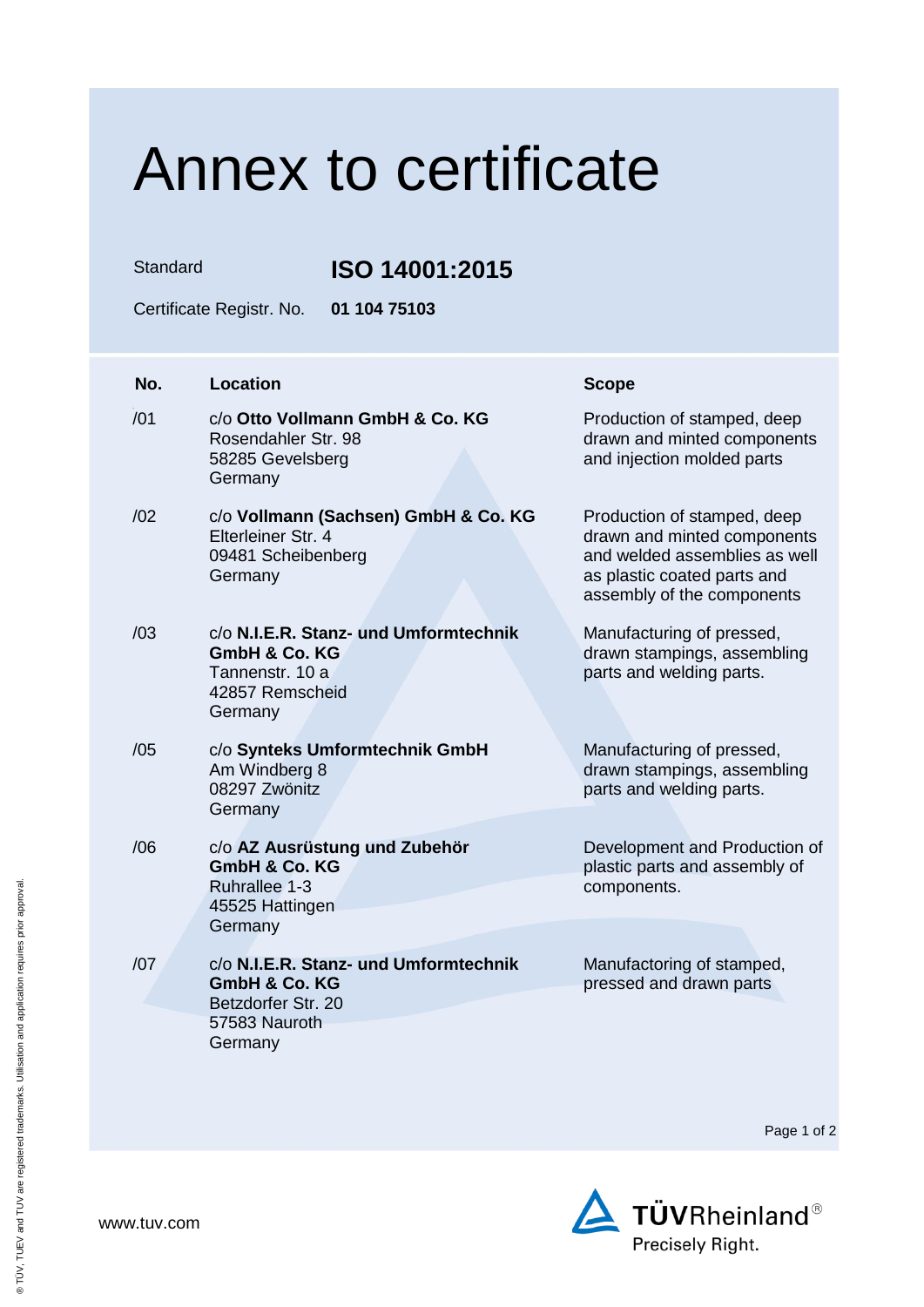# Annex to certificate

Standard **ISO 14001:2015**

Certificate Registr. No. **01 104 75103**

| No. | Location | Scope |
|---|---|---|
| /01 | c/o **Otto Vollmann GmbH & Co. KG**<br>Rosendahler Str. 98<br>58285 Gevelsberg<br>Germany | Production of stamped, deep drawn and minted components and injection molded parts |
| /02 | c/o **Vollmann (Sachsen) GmbH & Co. KG**<br>Elterleiner Str. 4<br>09481 Scheibenberg<br>Germany | Production of stamped, deep drawn and minted components and welded assemblies as well as plastic coated parts and assembly of the components |
| /03 | c/o **N.I.E.R. Stanz- und Umformtechnik GmbH & Co. KG**<br>Tannenstr. 10 a<br>42857 Remscheid<br>Germany | Manufacturing of pressed, drawn stampings, assembling parts and welding parts. |
| /05 | c/o **Synteks Umformtechnik GmbH**<br>Am Windberg 8<br>08297 Zwönitz<br>Germany | Manufacturing of pressed, drawn stampings, assembling parts and welding parts. |
| /06 | c/o **AZ Ausrüstung und Zubehör GmbH & Co. KG**<br>Ruhrallee 1-3<br>45525 Hattingen<br>Germany | Development and Production of plastic parts and assembly of components. |
| /07 | c/o **N.I.E.R. Stanz- und Umformtechnik GmbH & Co. KG**<br>Betzdorfer Str. 20<br>57583 Nauroth<br>Germany | Manufactoring of stamped, pressed and drawn parts |

www.tuv.com

TÜVRheinland®
Precisely Right.

® TÜV, TUEV and TUV are registered trademarks. Utilisation and application requires prior approval.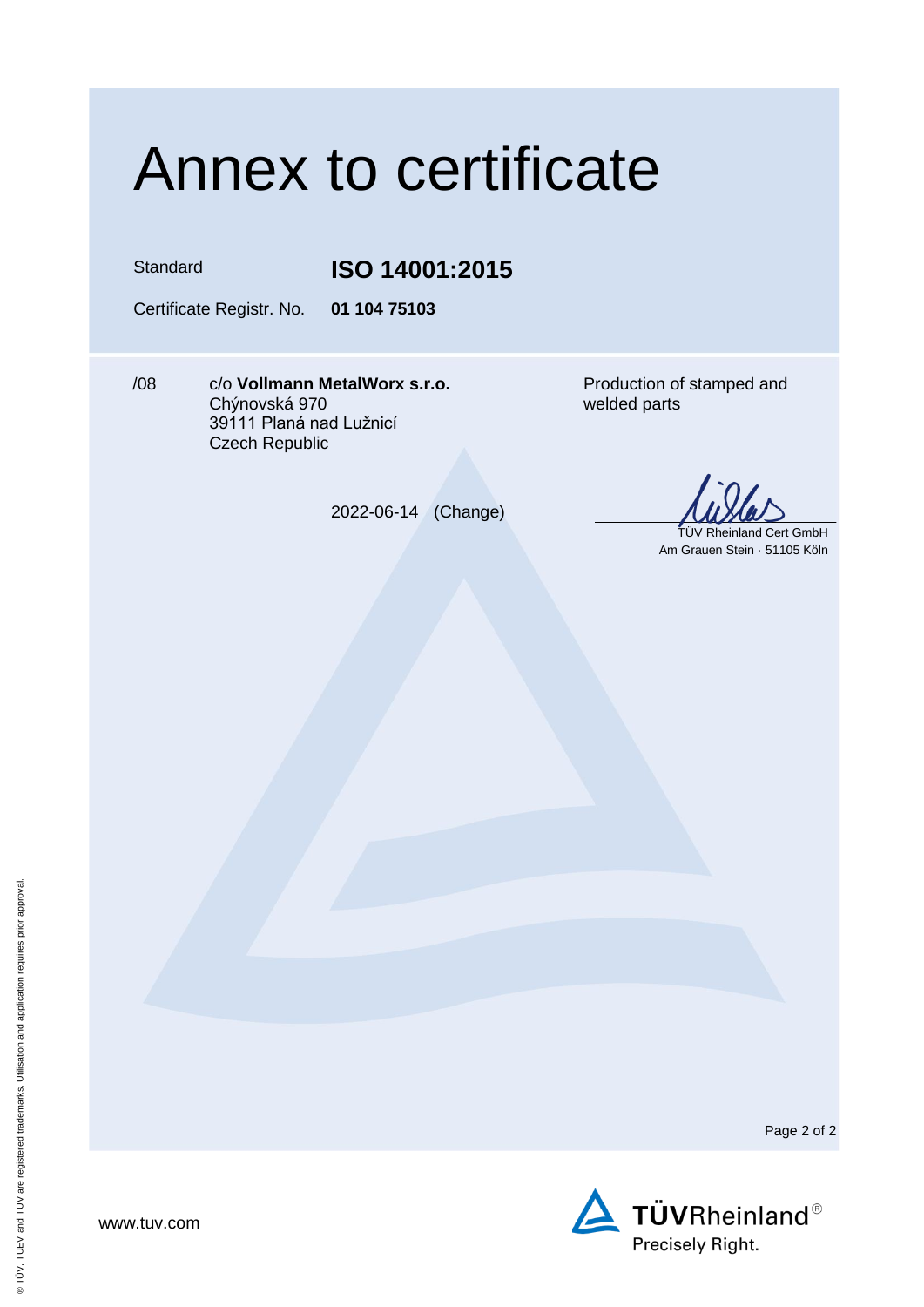# Annex to certificate

Standard **ISO 14001:2015**

Certificate Registr. No. **01 104 75103**

| | | |
|---|---|---|
| /08 | c/o **Vollmann MetalWorx s.r.o.**<br>Chýnovská 970<br>39111 Planá nad Lužnicí<br>Czech Republic | Production of stamped and welded parts |

2022-06-14 (Change)

TÜV Rheinland Cert GmbH
Am Grauen Stein · 51105 Köln

www.tuv.com

TÜVRheinland®
Precisely Right.

® TÜV, TUEV and TUV are registered trademarks. Utilisation and application requires prior approval.